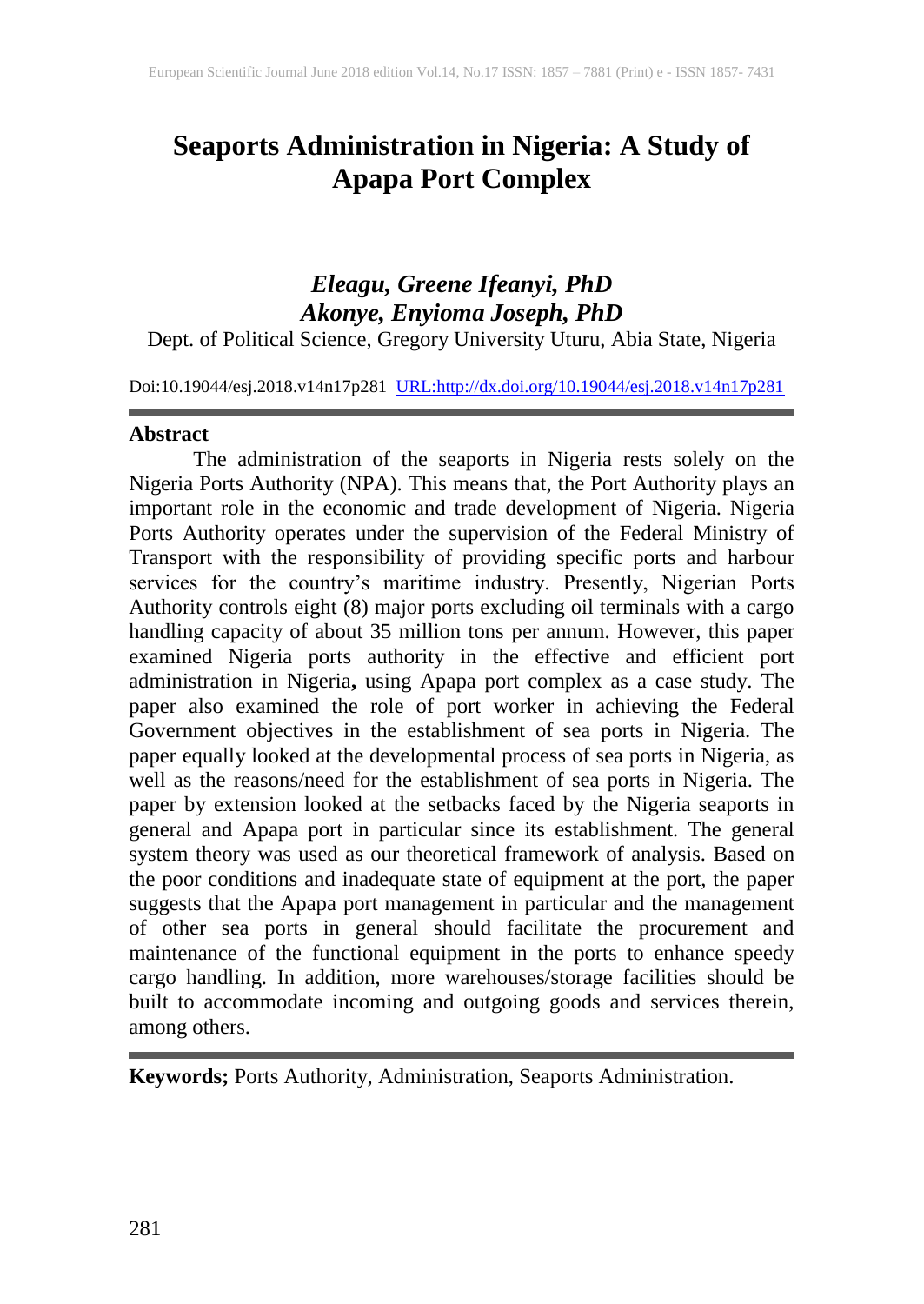# Seaports Administration in Nigeria: A Study of Apapa Port Complex

***Eleagu, Greene Ifeanyi, PhD***
***Akonye, Enyioma Joseph, PhD***

Dept. of Political Science, Gregory University Uturu, Abia State, Nigeria

Doi:10.19044/esj.2018.v14n17p281 URL:http://dx.doi.org/10.19044/esj.2018.v14n17p281

## Abstract

The administration of the seaports in Nigeria rests solely on the Nigeria Ports Authority (NPA). This means that, the Port Authority plays an important role in the economic and trade development of Nigeria. Nigeria Ports Authority operates under the supervision of the Federal Ministry of Transport with the responsibility of providing specific ports and harbour services for the country's maritime industry. Presently, Nigerian Ports Authority controls eight (8) major ports excluding oil terminals with a cargo handling capacity of about 35 million tons per annum. However, this paper examined Nigeria ports authority in the effective and efficient port administration in Nigeria**,** using Apapa port complex as a case study. The paper also examined the role of port worker in achieving the Federal Government objectives in the establishment of sea ports in Nigeria. The paper equally looked at the developmental process of sea ports in Nigeria, as well as the reasons/need for the establishment of sea ports in Nigeria. The paper by extension looked at the setbacks faced by the Nigeria seaports in general and Apapa port in particular since its establishment. The general system theory was used as our theoretical framework of analysis. Based on the poor conditions and inadequate state of equipment at the port, the paper suggests that the Apapa port management in particular and the management of other sea ports in general should facilitate the procurement and maintenance of the functional equipment in the ports to enhance speedy cargo handling. In addition, more warehouses/storage facilities should be built to accommodate incoming and outgoing goods and services therein, among others.

**Keywords;** Ports Authority, Administration, Seaports Administration.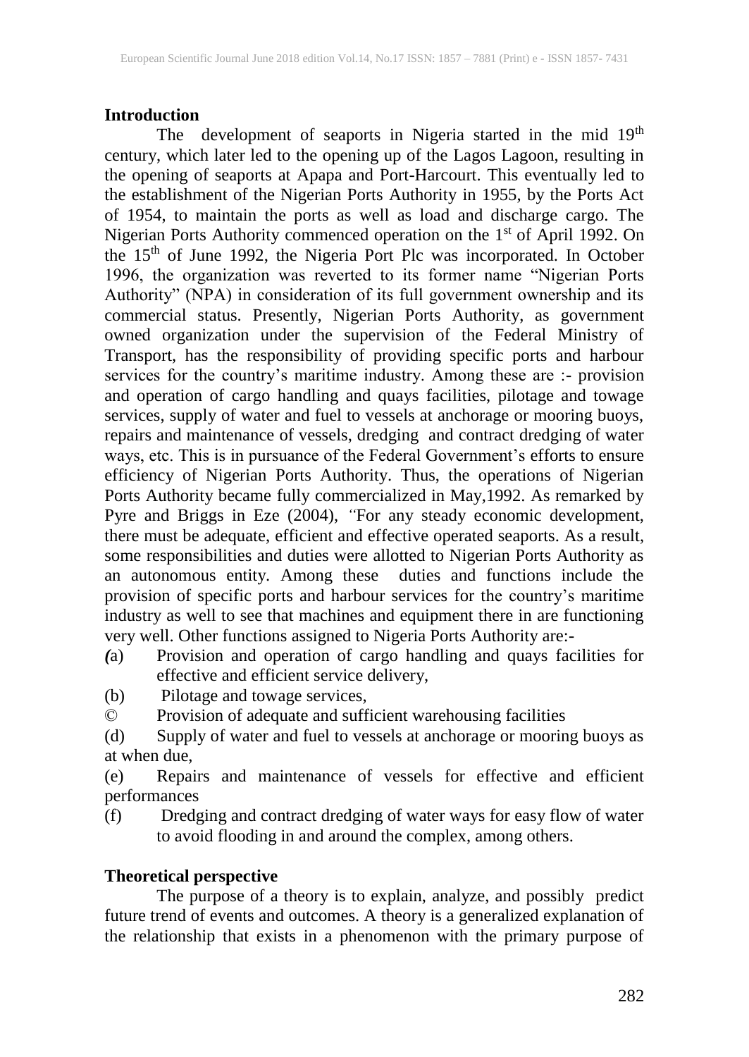## Introduction

The development of seaports in Nigeria started in the mid 19th century, which later led to the opening up of the Lagos Lagoon, resulting in the opening of seaports at Apapa and Port-Harcourt. This eventually led to the establishment of the Nigerian Ports Authority in 1955, by the Ports Act of 1954, to maintain the ports as well as load and discharge cargo. The Nigerian Ports Authority commenced operation on the 1st of April 1992. On the 15th of June 1992, the Nigeria Port Plc was incorporated. In October 1996, the organization was reverted to its former name "Nigerian Ports Authority" (NPA) in consideration of its full government ownership and its commercial status. Presently, Nigerian Ports Authority, as government owned organization under the supervision of the Federal Ministry of Transport, has the responsibility of providing specific ports and harbour services for the country's maritime industry. Among these are :- provision and operation of cargo handling and quays facilities, pilotage and towage services, supply of water and fuel to vessels at anchorage or mooring buoys, repairs and maintenance of vessels, dredging and contract dredging of water ways, etc. This is in pursuance of the Federal Government's efforts to ensure efficiency of Nigerian Ports Authority. Thus, the operations of Nigerian Ports Authority became fully commercialized in May,1992. As remarked by Pyre and Briggs in Eze (2004), "For any steady economic development, there must be adequate, efficient and effective operated seaports. As a result, some responsibilities and duties were allotted to Nigerian Ports Authority as an autonomous entity. Among these duties and functions include the provision of specific ports and harbour services for the country's maritime industry as well to see that machines and equipment there in are functioning very well. Other functions assigned to Nigeria Ports Authority are:-

(a) Provision and operation of cargo handling and quays facilities for effective and efficient service delivery,

(b) Pilotage and towage services,

© Provision of adequate and sufficient warehousing facilities

(d) Supply of water and fuel to vessels at anchorage or mooring buoys as at when due,

(e) Repairs and maintenance of vessels for effective and efficient performances

(f) Dredging and contract dredging of water ways for easy flow of water to avoid flooding in and around the complex, among others.

## Theoretical perspective

The purpose of a theory is to explain, analyze, and possibly predict future trend of events and outcomes. A theory is a generalized explanation of the relationship that exists in a phenomenon with the primary purpose of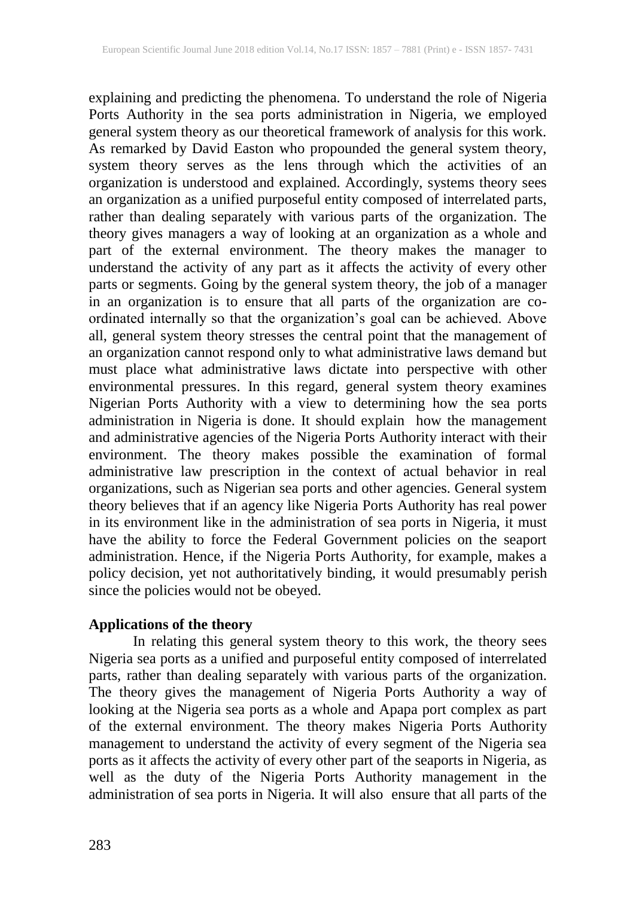explaining and predicting the phenomena. To understand the role of Nigeria Ports Authority in the sea ports administration in Nigeria, we employed general system theory as our theoretical framework of analysis for this work. As remarked by David Easton who propounded the general system theory, system theory serves as the lens through which the activities of an organization is understood and explained. Accordingly, systems theory sees an organization as a unified purposeful entity composed of interrelated parts, rather than dealing separately with various parts of the organization. The theory gives managers a way of looking at an organization as a whole and part of the external environment. The theory makes the manager to understand the activity of any part as it affects the activity of every other parts or segments. Going by the general system theory, the job of a manager in an organization is to ensure that all parts of the organization are co-ordinated internally so that the organization's goal can be achieved. Above all, general system theory stresses the central point that the management of an organization cannot respond only to what administrative laws demand but must place what administrative laws dictate into perspective with other environmental pressures. In this regard, general system theory examines Nigerian Ports Authority with a view to determining how the sea ports administration in Nigeria is done. It should explain how the management and administrative agencies of the Nigeria Ports Authority interact with their environment. The theory makes possible the examination of formal administrative law prescription in the context of actual behavior in real organizations, such as Nigerian sea ports and other agencies. General system theory believes that if an agency like Nigeria Ports Authority has real power in its environment like in the administration of sea ports in Nigeria, it must have the ability to force the Federal Government policies on the seaport administration. Hence, if the Nigeria Ports Authority, for example, makes a policy decision, yet not authoritatively binding, it would presumably perish since the policies would not be obeyed.

**Applications of the theory**

In relating this general system theory to this work, the theory sees Nigeria sea ports as a unified and purposeful entity composed of interrelated parts, rather than dealing separately with various parts of the organization. The theory gives the management of Nigeria Ports Authority a way of looking at the Nigeria sea ports as a whole and Apapa port complex as part of the external environment. The theory makes Nigeria Ports Authority management to understand the activity of every segment of the Nigeria sea ports as it affects the activity of every other part of the seaports in Nigeria, as well as the duty of the Nigeria Ports Authority management in the administration of sea ports in Nigeria. It will also ensure that all parts of the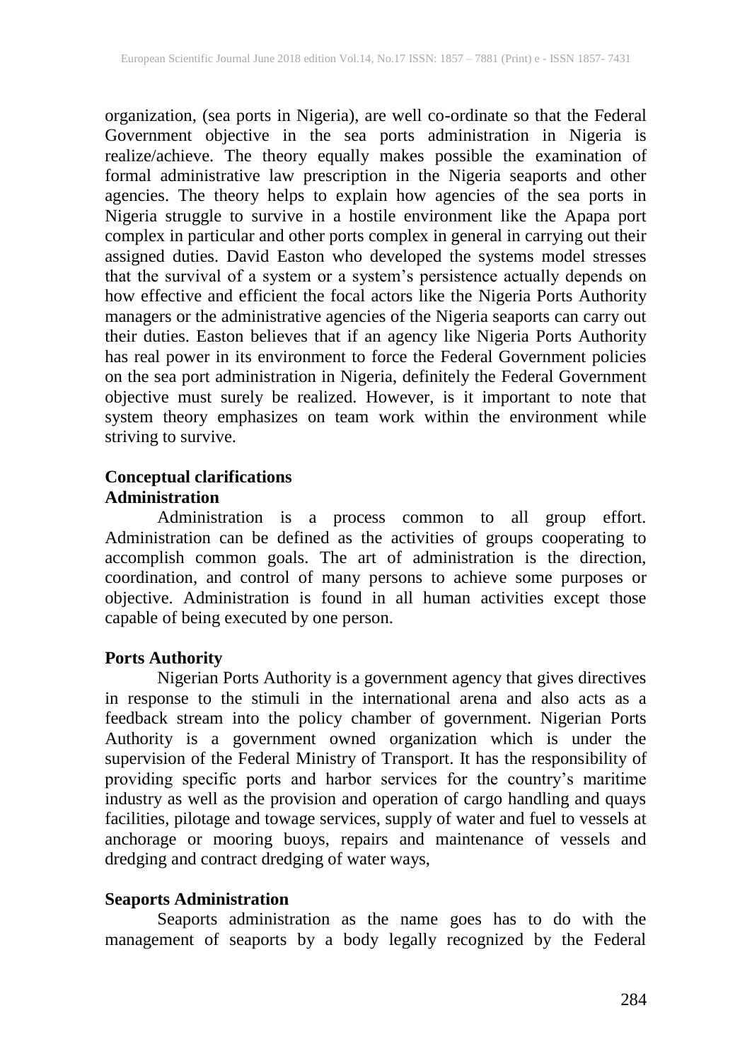organization, (sea ports in Nigeria), are well co-ordinate so that the Federal Government objective in the sea ports administration in Nigeria is realize/achieve. The theory equally makes possible the examination of formal administrative law prescription in the Nigeria seaports and other agencies. The theory helps to explain how agencies of the sea ports in Nigeria struggle to survive in a hostile environment like the Apapa port complex in particular and other ports complex in general in carrying out their assigned duties. David Easton who developed the systems model stresses that the survival of a system or a system's persistence actually depends on how effective and efficient the focal actors like the Nigeria Ports Authority managers or the administrative agencies of the Nigeria seaports can carry out their duties. Easton believes that if an agency like Nigeria Ports Authority has real power in its environment to force the Federal Government policies on the sea port administration in Nigeria, definitely the Federal Government objective must surely be realized. However, is it important to note that system theory emphasizes on team work within the environment while striving to survive.

## Conceptual clarifications

### Administration

Administration is a process common to all group effort. Administration can be defined as the activities of groups cooperating to accomplish common goals. The art of administration is the direction, coordination, and control of many persons to achieve some purposes or objective. Administration is found in all human activities except those capable of being executed by one person.

### Ports Authority

Nigerian Ports Authority is a government agency that gives directives in response to the stimuli in the international arena and also acts as a feedback stream into the policy chamber of government. Nigerian Ports Authority is a government owned organization which is under the supervision of the Federal Ministry of Transport. It has the responsibility of providing specific ports and harbor services for the country's maritime industry as well as the provision and operation of cargo handling and quays facilities, pilotage and towage services, supply of water and fuel to vessels at anchorage or mooring buoys, repairs and maintenance of vessels and dredging and contract dredging of water ways,

### Seaports Administration

Seaports administration as the name goes has to do with the management of seaports by a body legally recognized by the Federal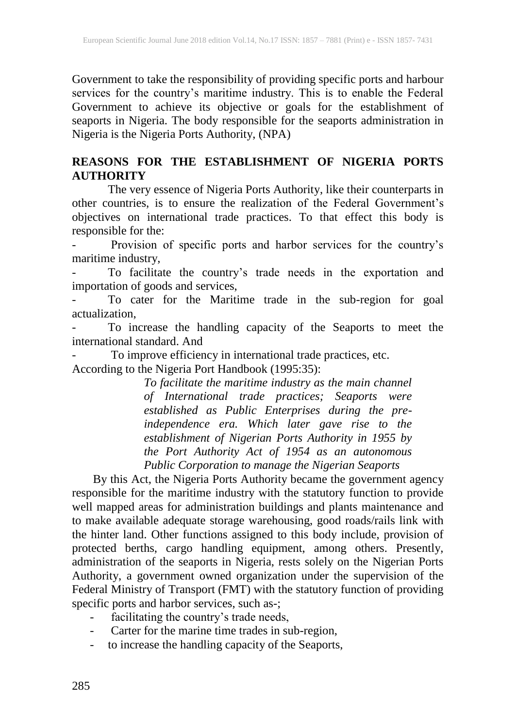Government to take the responsibility of providing specific ports and harbour services for the country's maritime industry. This is to enable the Federal Government to achieve its objective or goals for the establishment of seaports in Nigeria. The body responsible for the seaports administration in Nigeria is the Nigeria Ports Authority, (NPA)

## REASONS FOR THE ESTABLISHMENT OF NIGERIA PORTS AUTHORITY

The very essence of Nigeria Ports Authority, like their counterparts in other countries, is to ensure the realization of the Federal Government's objectives on international trade practices. To that effect this body is responsible for the:

- Provision of specific ports and harbor services for the country's maritime industry,
- To facilitate the country's trade needs in the exportation and importation of goods and services,
- To cater for the Maritime trade in the sub-region for goal actualization,
- To increase the handling capacity of the Seaports to meet the international standard. And
- To improve efficiency in international trade practices, etc.

According to the Nigeria Port Handbook (1995:35):

> *To facilitate the maritime industry as the main channel of International trade practices; Seaports were established as Public Enterprises during the pre-independence era. Which later gave rise to the establishment of Nigerian Ports Authority in 1955 by the Port Authority Act of 1954 as an autonomous Public Corporation to manage the Nigerian Seaports*

By this Act, the Nigeria Ports Authority became the government agency responsible for the maritime industry with the statutory function to provide well mapped areas for administration buildings and plants maintenance and to make available adequate storage warehousing, good roads/rails link with the hinter land. Other functions assigned to this body include, provision of protected berths, cargo handling equipment, among others. Presently, administration of the seaports in Nigeria, rests solely on the Nigerian Ports Authority, a government owned organization under the supervision of the Federal Ministry of Transport (FMT) with the statutory function of providing specific ports and harbor services, such as-;

- facilitating the country's trade needs,
- Carter for the marine time trades in sub-region,
- to increase the handling capacity of the Seaports,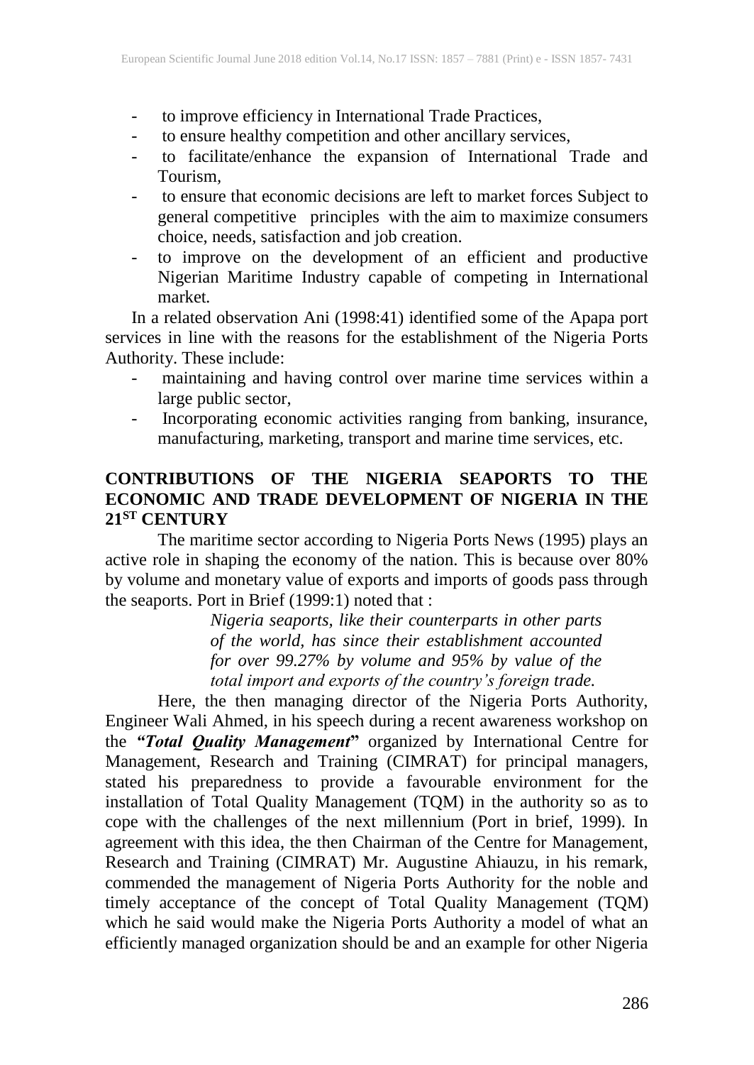- to improve efficiency in International Trade Practices,
- to ensure healthy competition and other ancillary services,
- to facilitate/enhance the expansion of International Trade and Tourism,
- to ensure that economic decisions are left to market forces Subject to general competitive principles with the aim to maximize consumers choice, needs, satisfaction and job creation.
- to improve on the development of an efficient and productive Nigerian Maritime Industry capable of competing in International market.

In a related observation Ani (1998:41) identified some of the Apapa port services in line with the reasons for the establishment of the Nigeria Ports Authority. These include:

- maintaining and having control over marine time services within a large public sector,
- Incorporating economic activities ranging from banking, insurance, manufacturing, marketing, transport and marine time services, etc.

## CONTRIBUTIONS OF THE NIGERIA SEAPORTS TO THE ECONOMIC AND TRADE DEVELOPMENT OF NIGERIA IN THE 21ST CENTURY

The maritime sector according to Nigeria Ports News (1995) plays an active role in shaping the economy of the nation. This is because over 80% by volume and monetary value of exports and imports of goods pass through the seaports. Port in Brief (1999:1) noted that :

> *Nigeria seaports, like their counterparts in other parts of the world, has since their establishment accounted for over 99.27% by volume and 95% by value of the total import and exports of the country's foreign trade.*

Here, the then managing director of the Nigeria Ports Authority, Engineer Wali Ahmed, in his speech during a recent awareness workshop on the ***"Total Quality Management"*** organized by International Centre for Management, Research and Training (CIMRAT) for principal managers, stated his preparedness to provide a favourable environment for the installation of Total Quality Management (TQM) in the authority so as to cope with the challenges of the next millennium (Port in brief, 1999). In agreement with this idea, the then Chairman of the Centre for Management, Research and Training (CIMRAT) Mr. Augustine Ahiauzu, in his remark, commended the management of Nigeria Ports Authority for the noble and timely acceptance of the concept of Total Quality Management (TQM) which he said would make the Nigeria Ports Authority a model of what an efficiently managed organization should be and an example for other Nigeria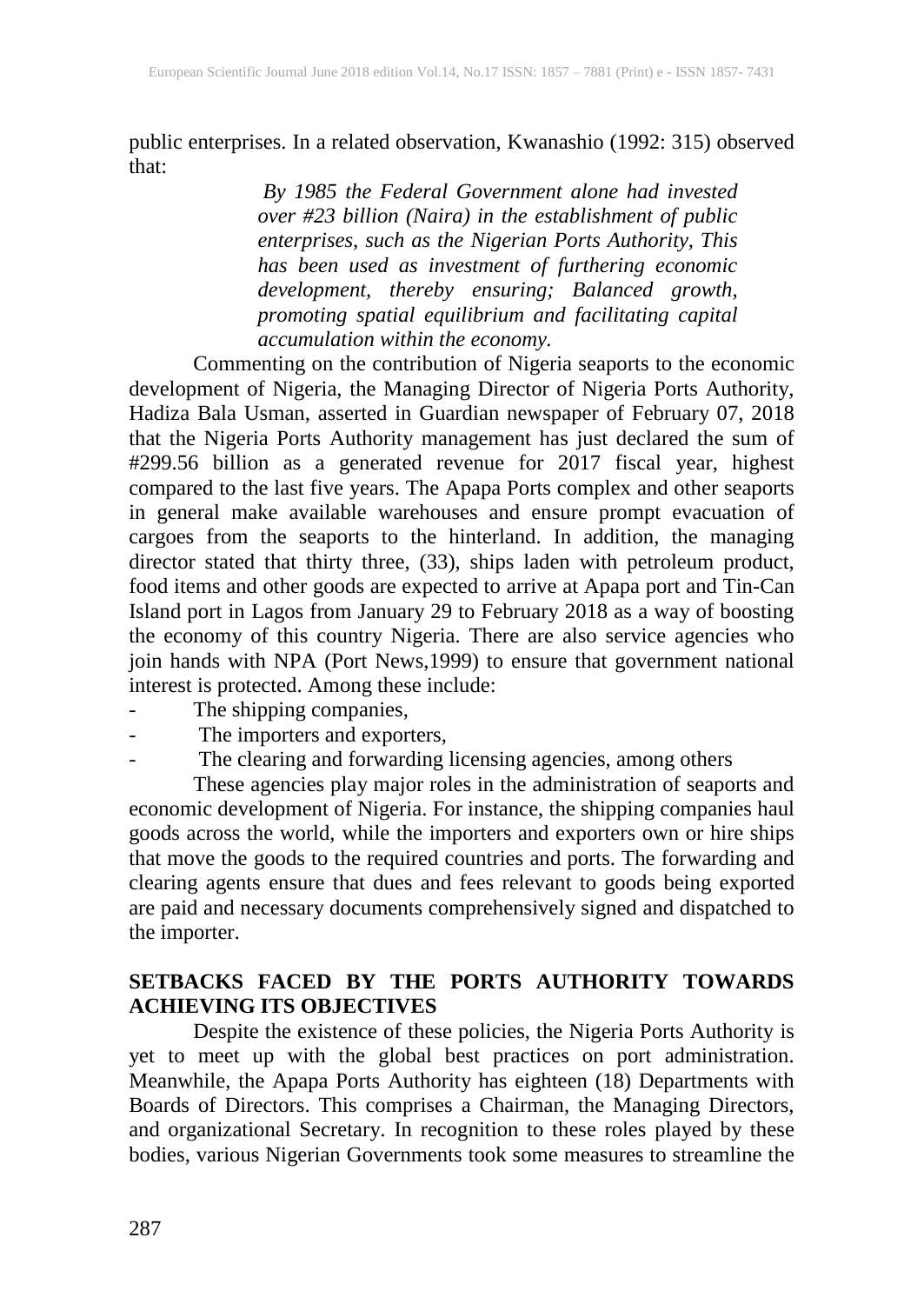public enterprises. In a related observation, Kwanashio (1992: 315) observed that:

> *By 1985 the Federal Government alone had invested over #23 billion (Naira) in the establishment of public enterprises, such as the Nigerian Ports Authority, This has been used as investment of furthering economic development, thereby ensuring; Balanced growth, promoting spatial equilibrium and facilitating capital accumulation within the economy.*

Commenting on the contribution of Nigeria seaports to the economic development of Nigeria, the Managing Director of Nigeria Ports Authority, Hadiza Bala Usman, asserted in Guardian newspaper of February 07, 2018 that the Nigeria Ports Authority management has just declared the sum of #299.56 billion as a generated revenue for 2017 fiscal year, highest compared to the last five years. The Apapa Ports complex and other seaports in general make available warehouses and ensure prompt evacuation of cargoes from the seaports to the hinterland. In addition, the managing director stated that thirty three, (33), ships laden with petroleum product, food items and other goods are expected to arrive at Apapa port and Tin-Can Island port in Lagos from January 29 to February 2018 as a way of boosting the economy of this country Nigeria. There are also service agencies who join hands with NPA (Port News,1999) to ensure that government national interest is protected. Among these include:

- The shipping companies,
- The importers and exporters,
- The clearing and forwarding licensing agencies, among others

These agencies play major roles in the administration of seaports and economic development of Nigeria. For instance, the shipping companies haul goods across the world, while the importers and exporters own or hire ships that move the goods to the required countries and ports. The forwarding and clearing agents ensure that dues and fees relevant to goods being exported are paid and necessary documents comprehensively signed and dispatched to the importer.

## SETBACKS FACED BY THE PORTS AUTHORITY TOWARDS ACHIEVING ITS OBJECTIVES

Despite the existence of these policies, the Nigeria Ports Authority is yet to meet up with the global best practices on port administration. Meanwhile, the Apapa Ports Authority has eighteen (18) Departments with Boards of Directors. This comprises a Chairman, the Managing Directors, and organizational Secretary. In recognition to these roles played by these bodies, various Nigerian Governments took some measures to streamline the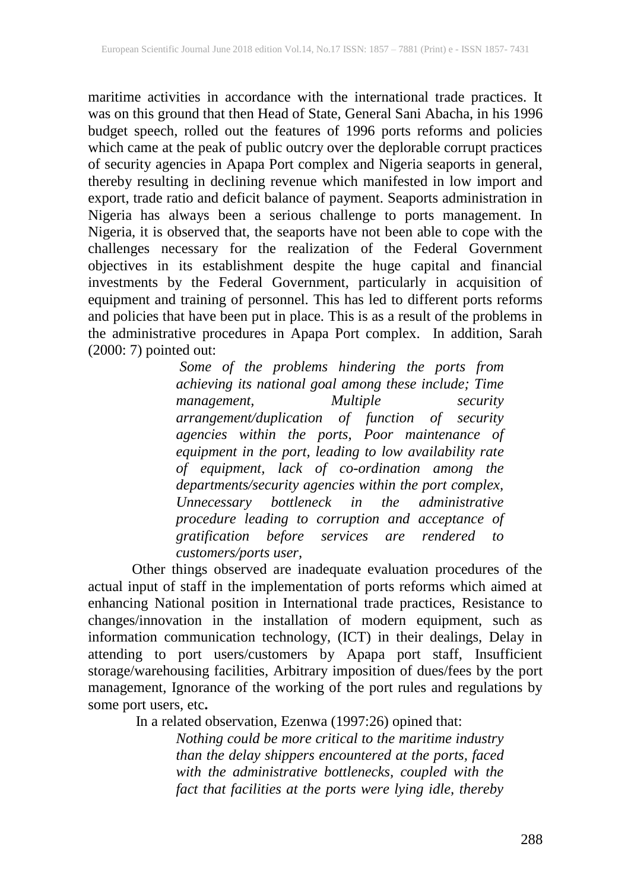maritime activities in accordance with the international trade practices. It was on this ground that then Head of State, General Sani Abacha, in his 1996 budget speech, rolled out the features of 1996 ports reforms and policies which came at the peak of public outcry over the deplorable corrupt practices of security agencies in Apapa Port complex and Nigeria seaports in general, thereby resulting in declining revenue which manifested in low import and export, trade ratio and deficit balance of payment. Seaports administration in Nigeria has always been a serious challenge to ports management. In Nigeria, it is observed that, the seaports have not been able to cope with the challenges necessary for the realization of the Federal Government objectives in its establishment despite the huge capital and financial investments by the Federal Government, particularly in acquisition of equipment and training of personnel. This has led to different ports reforms and policies that have been put in place. This is as a result of the problems in the administrative procedures in Apapa Port complex. In addition, Sarah (2000: 7) pointed out:

> *Some of the problems hindering the ports from achieving its national goal among these include; Time management, Multiple security arrangement/duplication of function of security agencies within the ports, Poor maintenance of equipment in the port, leading to low availability rate of equipment, lack of co-ordination among the departments/security agencies within the port complex, Unnecessary bottleneck in the administrative procedure leading to corruption and acceptance of gratification before services are rendered to customers/ports user,*

Other things observed are inadequate evaluation procedures of the actual input of staff in the implementation of ports reforms which aimed at enhancing National position in International trade practices, Resistance to changes/innovation in the installation of modern equipment, such as information communication technology, (ICT) in their dealings, Delay in attending to port users/customers by Apapa port staff, Insufficient storage/warehousing facilities, Arbitrary imposition of dues/fees by the port management, Ignorance of the working of the port rules and regulations by some port users, etc**.**

In a related observation, Ezenwa (1997:26) opined that:

> *Nothing could be more critical to the maritime industry than the delay shippers encountered at the ports, faced with the administrative bottlenecks, coupled with the fact that facilities at the ports were lying idle, thereby*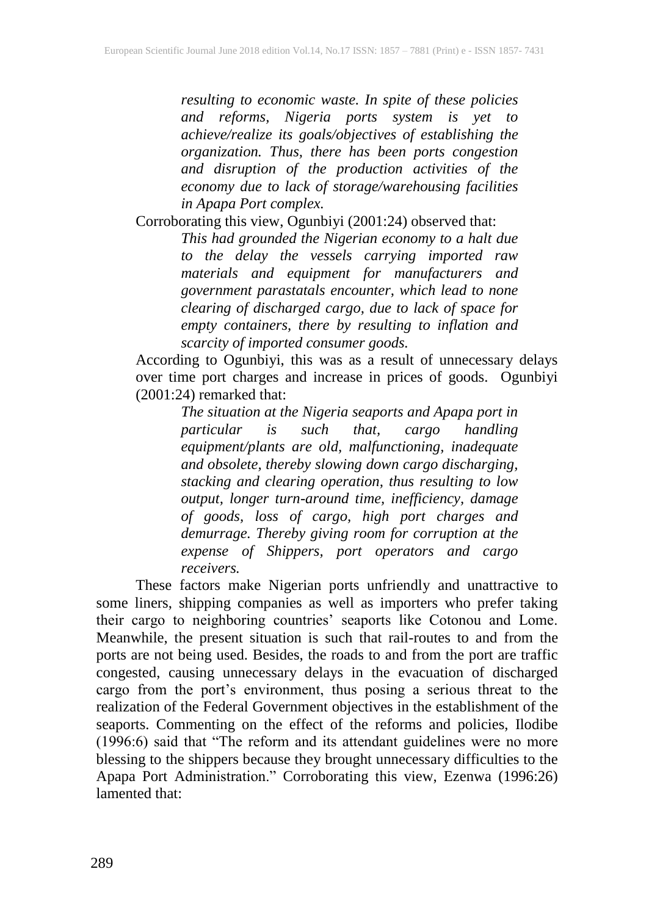> *resulting to economic waste. In spite of these policies and reforms, Nigeria ports system is yet to achieve/realize its goals/objectives of establishing the organization. Thus, there has been ports congestion and disruption of the production activities of the economy due to lack of storage/warehousing facilities in Apapa Port complex.*

Corroborating this view, Ogunbiyi (2001:24) observed that:

> *This had grounded the Nigerian economy to a halt due to the delay the vessels carrying imported raw materials and equipment for manufacturers and government parastatals encounter, which lead to none clearing of discharged cargo, due to lack of space for empty containers, there by resulting to inflation and scarcity of imported consumer goods.*

According to Ogunbiyi, this was as a result of unnecessary delays over time port charges and increase in prices of goods. Ogunbiyi (2001:24) remarked that:

> *The situation at the Nigeria seaports and Apapa port in particular is such that, cargo handling equipment/plants are old, malfunctioning, inadequate and obsolete, thereby slowing down cargo discharging, stacking and clearing operation, thus resulting to low output, longer turn-around time, inefficiency, damage of goods, loss of cargo, high port charges and demurrage. Thereby giving room for corruption at the expense of Shippers, port operators and cargo receivers.*

These factors make Nigerian ports unfriendly and unattractive to some liners, shipping companies as well as importers who prefer taking their cargo to neighboring countries' seaports like Cotonou and Lome. Meanwhile, the present situation is such that rail-routes to and from the ports are not being used. Besides, the roads to and from the port are traffic congested, causing unnecessary delays in the evacuation of discharged cargo from the port's environment, thus posing a serious threat to the realization of the Federal Government objectives in the establishment of the seaports. Commenting on the effect of the reforms and policies, Ilodibe (1996:6) said that "The reform and its attendant guidelines were no more blessing to the shippers because they brought unnecessary difficulties to the Apapa Port Administration." Corroborating this view, Ezenwa (1996:26) lamented that: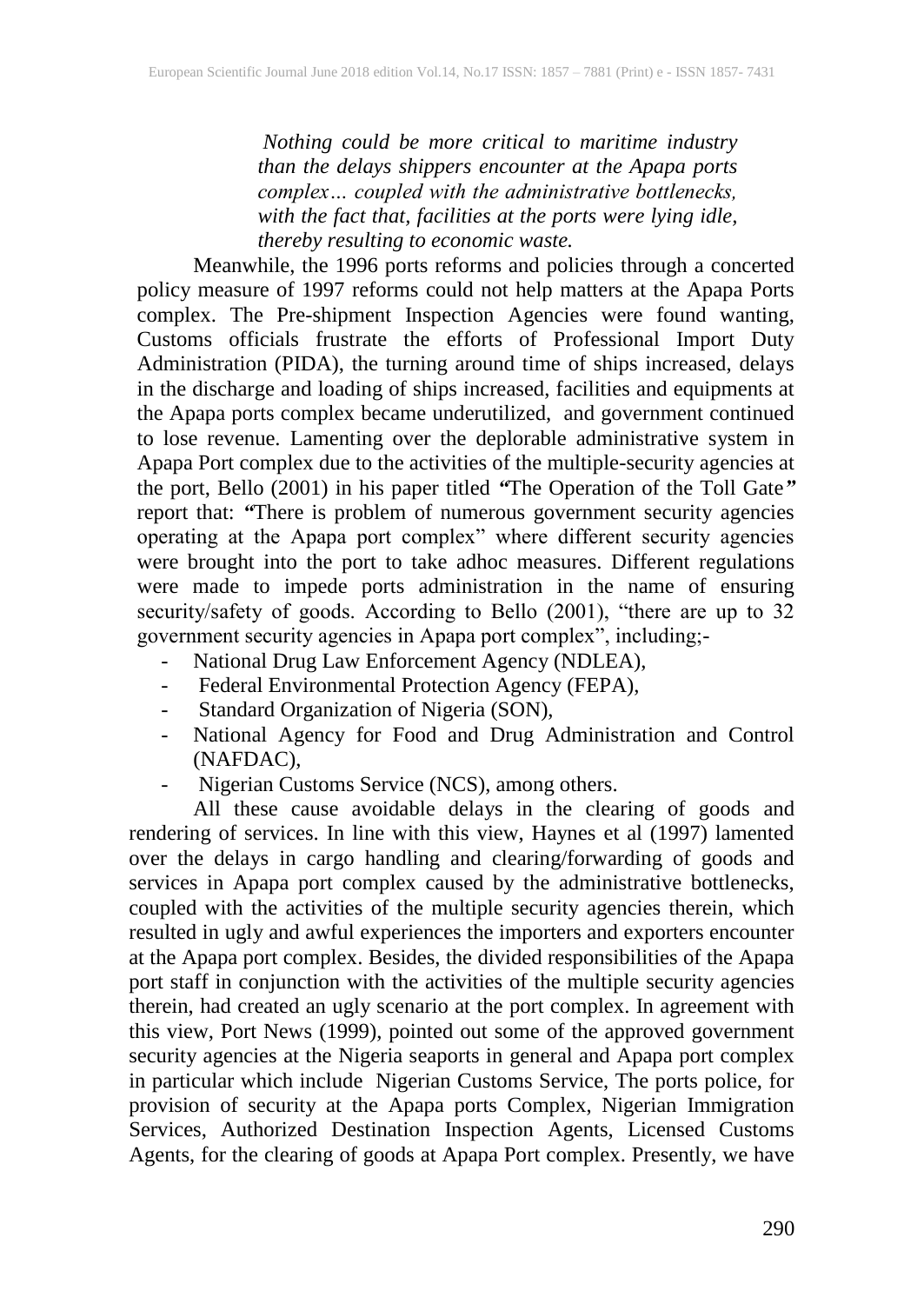> *Nothing could be more critical to maritime industry than the delays shippers encounter at the Apapa ports complex… coupled with the administrative bottlenecks, with the fact that, facilities at the ports were lying idle, thereby resulting to economic waste.*

Meanwhile, the 1996 ports reforms and policies through a concerted policy measure of 1997 reforms could not help matters at the Apapa Ports complex. The Pre-shipment Inspection Agencies were found wanting, Customs officials frustrate the efforts of Professional Import Duty Administration (PIDA), the turning around time of ships increased, delays in the discharge and loading of ships increased, facilities and equipments at the Apapa ports complex became underutilized, and government continued to lose revenue. Lamenting over the deplorable administrative system in Apapa Port complex due to the activities of the multiple-security agencies at the port, Bello (2001) in his paper titled **"**The Operation of the Toll Gate**"** report that: **"**There is problem of numerous government security agencies operating at the Apapa port complex" where different security agencies were brought into the port to take adhoc measures. Different regulations were made to impede ports administration in the name of ensuring security/safety of goods. According to Bello (2001), "there are up to 32 government security agencies in Apapa port complex", including;-

- National Drug Law Enforcement Agency (NDLEA),
- Federal Environmental Protection Agency (FEPA),
- Standard Organization of Nigeria (SON),
- National Agency for Food and Drug Administration and Control (NAFDAC),
- Nigerian Customs Service (NCS), among others.

All these cause avoidable delays in the clearing of goods and rendering of services. In line with this view, Haynes et al (1997) lamented over the delays in cargo handling and clearing/forwarding of goods and services in Apapa port complex caused by the administrative bottlenecks, coupled with the activities of the multiple security agencies therein, which resulted in ugly and awful experiences the importers and exporters encounter at the Apapa port complex. Besides, the divided responsibilities of the Apapa port staff in conjunction with the activities of the multiple security agencies therein, had created an ugly scenario at the port complex. In agreement with this view, Port News (1999), pointed out some of the approved government security agencies at the Nigeria seaports in general and Apapa port complex in particular which include Nigerian Customs Service, The ports police, for provision of security at the Apapa ports Complex, Nigerian Immigration Services, Authorized Destination Inspection Agents, Licensed Customs Agents, for the clearing of goods at Apapa Port complex. Presently, we have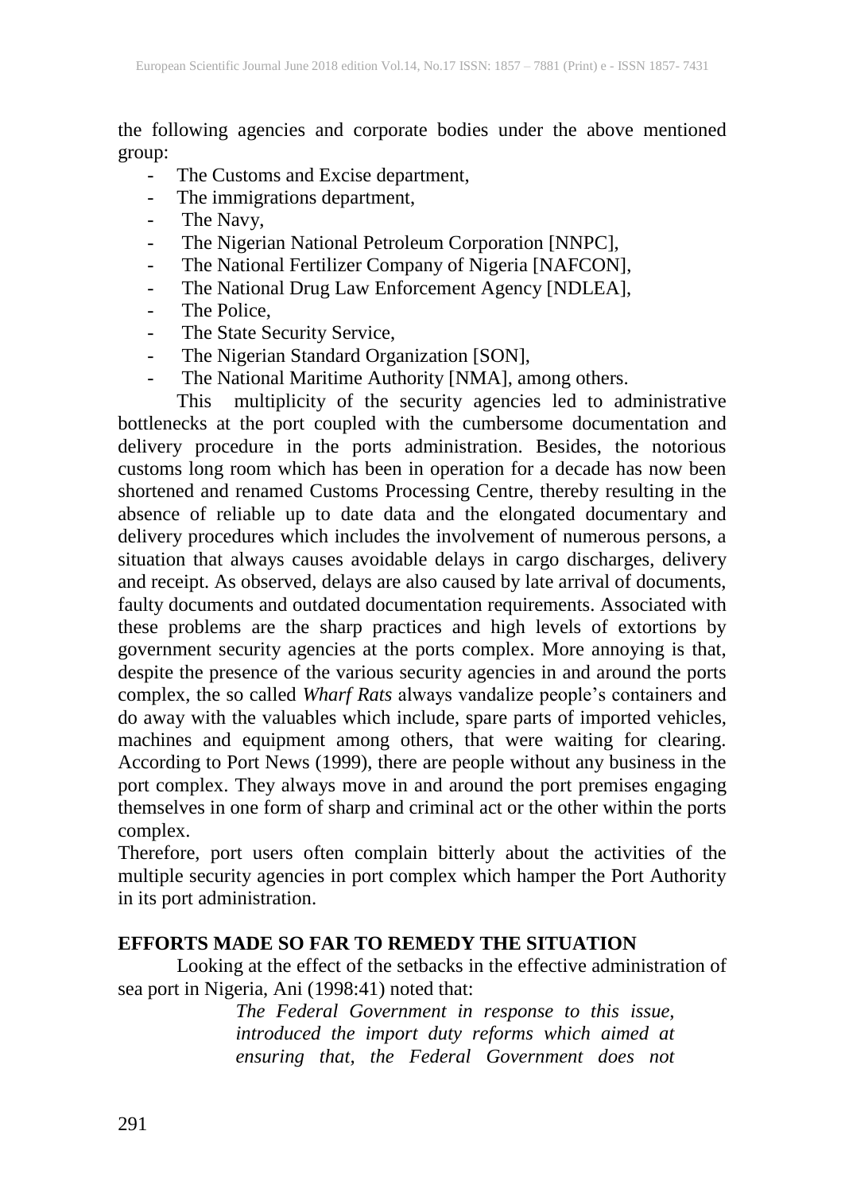the following agencies and corporate bodies under the above mentioned group:

- The Customs and Excise department,
- The immigrations department,
- The Navy,
- The Nigerian National Petroleum Corporation [NNPC],
- The National Fertilizer Company of Nigeria [NAFCON],
- The National Drug Law Enforcement Agency [NDLEA],
- The Police,
- The State Security Service,
- The Nigerian Standard Organization [SON],
- The National Maritime Authority [NMA], among others.

This multiplicity of the security agencies led to administrative bottlenecks at the port coupled with the cumbersome documentation and delivery procedure in the ports administration. Besides, the notorious customs long room which has been in operation for a decade has now been shortened and renamed Customs Processing Centre, thereby resulting in the absence of reliable up to date data and the elongated documentary and delivery procedures which includes the involvement of numerous persons, a situation that always causes avoidable delays in cargo discharges, delivery and receipt. As observed, delays are also caused by late arrival of documents, faulty documents and outdated documentation requirements. Associated with these problems are the sharp practices and high levels of extortions by government security agencies at the ports complex. More annoying is that, despite the presence of the various security agencies in and around the ports complex, the so called *Wharf Rats* always vandalize people's containers and do away with the valuables which include, spare parts of imported vehicles, machines and equipment among others, that were waiting for clearing. According to Port News (1999), there are people without any business in the port complex. They always move in and around the port premises engaging themselves in one form of sharp and criminal act or the other within the ports complex.

Therefore, port users often complain bitterly about the activities of the multiple security agencies in port complex which hamper the Port Authority in its port administration.

**EFFORTS MADE SO FAR TO REMEDY THE SITUATION**

Looking at the effect of the setbacks in the effective administration of sea port in Nigeria, Ani (1998:41) noted that:

> *The Federal Government in response to this issue, introduced the import duty reforms which aimed at ensuring that, the Federal Government does not*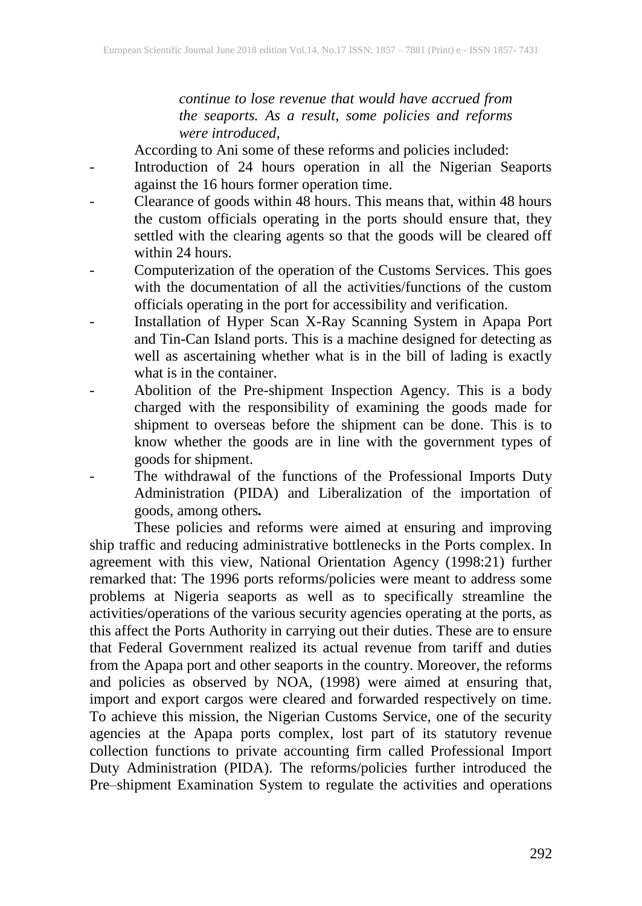> *continue to lose revenue that would have accrued from the seaports. As a result, some policies and reforms were introduced,*

According to Ani some of these reforms and policies included:

- Introduction of 24 hours operation in all the Nigerian Seaports against the 16 hours former operation time.
- Clearance of goods within 48 hours. This means that, within 48 hours the custom officials operating in the ports should ensure that, they settled with the clearing agents so that the goods will be cleared off within 24 hours.
- Computerization of the operation of the Customs Services. This goes with the documentation of all the activities/functions of the custom officials operating in the port for accessibility and verification.
- Installation of Hyper Scan X-Ray Scanning System in Apapa Port and Tin-Can Island ports. This is a machine designed for detecting as well as ascertaining whether what is in the bill of lading is exactly what is in the container.
- Abolition of the Pre-shipment Inspection Agency. This is a body charged with the responsibility of examining the goods made for shipment to overseas before the shipment can be done. This is to know whether the goods are in line with the government types of goods for shipment.
- The withdrawal of the functions of the Professional Imports Duty Administration (PIDA) and Liberalization of the importation of goods, among others**.**

These policies and reforms were aimed at ensuring and improving ship traffic and reducing administrative bottlenecks in the Ports complex. In agreement with this view, National Orientation Agency (1998:21) further remarked that: The 1996 ports reforms/policies were meant to address some problems at Nigeria seaports as well as to specifically streamline the activities/operations of the various security agencies operating at the ports, as this affect the Ports Authority in carrying out their duties. These are to ensure that Federal Government realized its actual revenue from tariff and duties from the Apapa port and other seaports in the country. Moreover, the reforms and policies as observed by NOA, (1998) were aimed at ensuring that, import and export cargos were cleared and forwarded respectively on time. To achieve this mission, the Nigerian Customs Service, one of the security agencies at the Apapa ports complex, lost part of its statutory revenue collection functions to private accounting firm called Professional Import Duty Administration (PIDA). The reforms/policies further introduced the Pre–shipment Examination System to regulate the activities and operations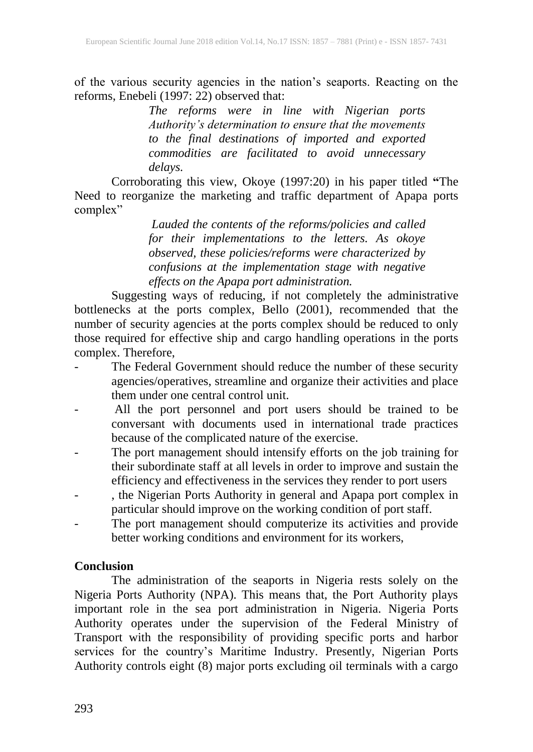of the various security agencies in the nation's seaports. Reacting on the reforms, Enebeli (1997: 22) observed that:

> *The reforms were in line with Nigerian ports Authority's determination to ensure that the movements to the final destinations of imported and exported commodities are facilitated to avoid unnecessary delays.*

Corroborating this view, Okoye (1997:20) in his paper titled **"**The Need to reorganize the marketing and traffic department of Apapa ports complex"

> *Lauded the contents of the reforms/policies and called for their implementations to the letters. As okoye observed, these policies/reforms were characterized by confusions at the implementation stage with negative effects on the Apapa port administration.*

Suggesting ways of reducing, if not completely the administrative bottlenecks at the ports complex, Bello (2001), recommended that the number of security agencies at the ports complex should be reduced to only those required for effective ship and cargo handling operations in the ports complex. Therefore,

- The Federal Government should reduce the number of these security agencies/operatives, streamline and organize their activities and place them under one central control unit.
- All the port personnel and port users should be trained to be conversant with documents used in international trade practices because of the complicated nature of the exercise.
- The port management should intensify efforts on the job training for their subordinate staff at all levels in order to improve and sustain the efficiency and effectiveness in the services they render to port users
- , the Nigerian Ports Authority in general and Apapa port complex in particular should improve on the working condition of port staff.
- The port management should computerize its activities and provide better working conditions and environment for its workers,

## Conclusion

The administration of the seaports in Nigeria rests solely on the Nigeria Ports Authority (NPA). This means that, the Port Authority plays important role in the sea port administration in Nigeria. Nigeria Ports Authority operates under the supervision of the Federal Ministry of Transport with the responsibility of providing specific ports and harbor services for the country's Maritime Industry. Presently, Nigerian Ports Authority controls eight (8) major ports excluding oil terminals with a cargo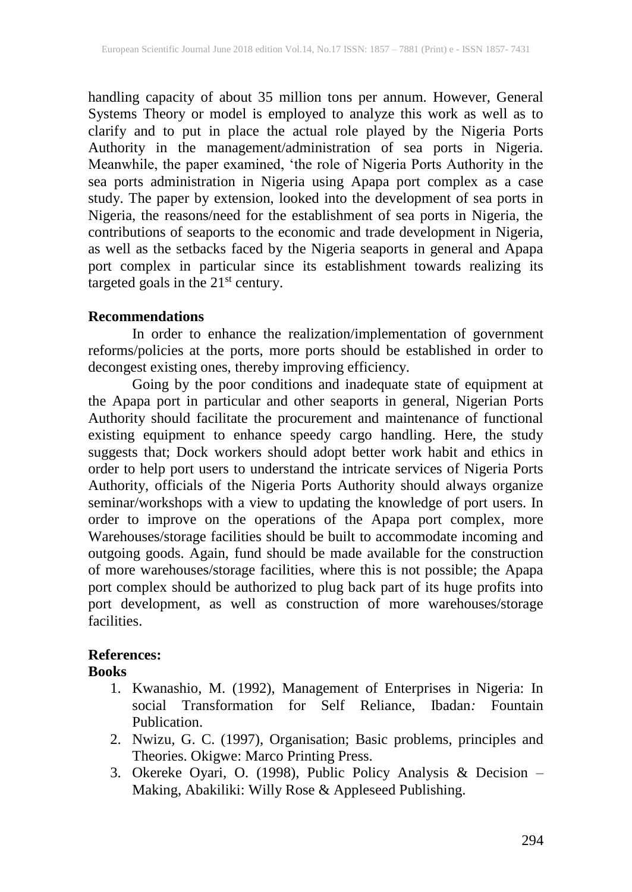handling capacity of about 35 million tons per annum. However, General Systems Theory or model is employed to analyze this work as well as to clarify and to put in place the actual role played by the Nigeria Ports Authority in the management/administration of sea ports in Nigeria. Meanwhile, the paper examined, 'the role of Nigeria Ports Authority in the sea ports administration in Nigeria using Apapa port complex as a case study. The paper by extension, looked into the development of sea ports in Nigeria, the reasons/need for the establishment of sea ports in Nigeria, the contributions of seaports to the economic and trade development in Nigeria, as well as the setbacks faced by the Nigeria seaports in general and Apapa port complex in particular since its establishment towards realizing its targeted goals in the 21st century.

**Recommendations**

In order to enhance the realization/implementation of government reforms/policies at the ports, more ports should be established in order to decongest existing ones, thereby improving efficiency.

Going by the poor conditions and inadequate state of equipment at the Apapa port in particular and other seaports in general, Nigerian Ports Authority should facilitate the procurement and maintenance of functional existing equipment to enhance speedy cargo handling. Here, the study suggests that; Dock workers should adopt better work habit and ethics in order to help port users to understand the intricate services of Nigeria Ports Authority, officials of the Nigeria Ports Authority should always organize seminar/workshops with a view to updating the knowledge of port users. In order to improve on the operations of the Apapa port complex, more Warehouses/storage facilities should be built to accommodate incoming and outgoing goods. Again, fund should be made available for the construction of more warehouses/storage facilities, where this is not possible; the Apapa port complex should be authorized to plug back part of its huge profits into port development, as well as construction of more warehouses/storage facilities.

**References:**

**Books**

1. Kwanashio, M. (1992), Management of Enterprises in Nigeria: In social Transformation for Self Reliance, Ibadan*:* Fountain Publication.
2. Nwizu, G. C. (1997), Organisation; Basic problems, principles and Theories. Okigwe: Marco Printing Press.
3. Okereke Oyari, O. (1998), Public Policy Analysis & Decision – Making, Abakiliki: Willy Rose & Appleseed Publishing.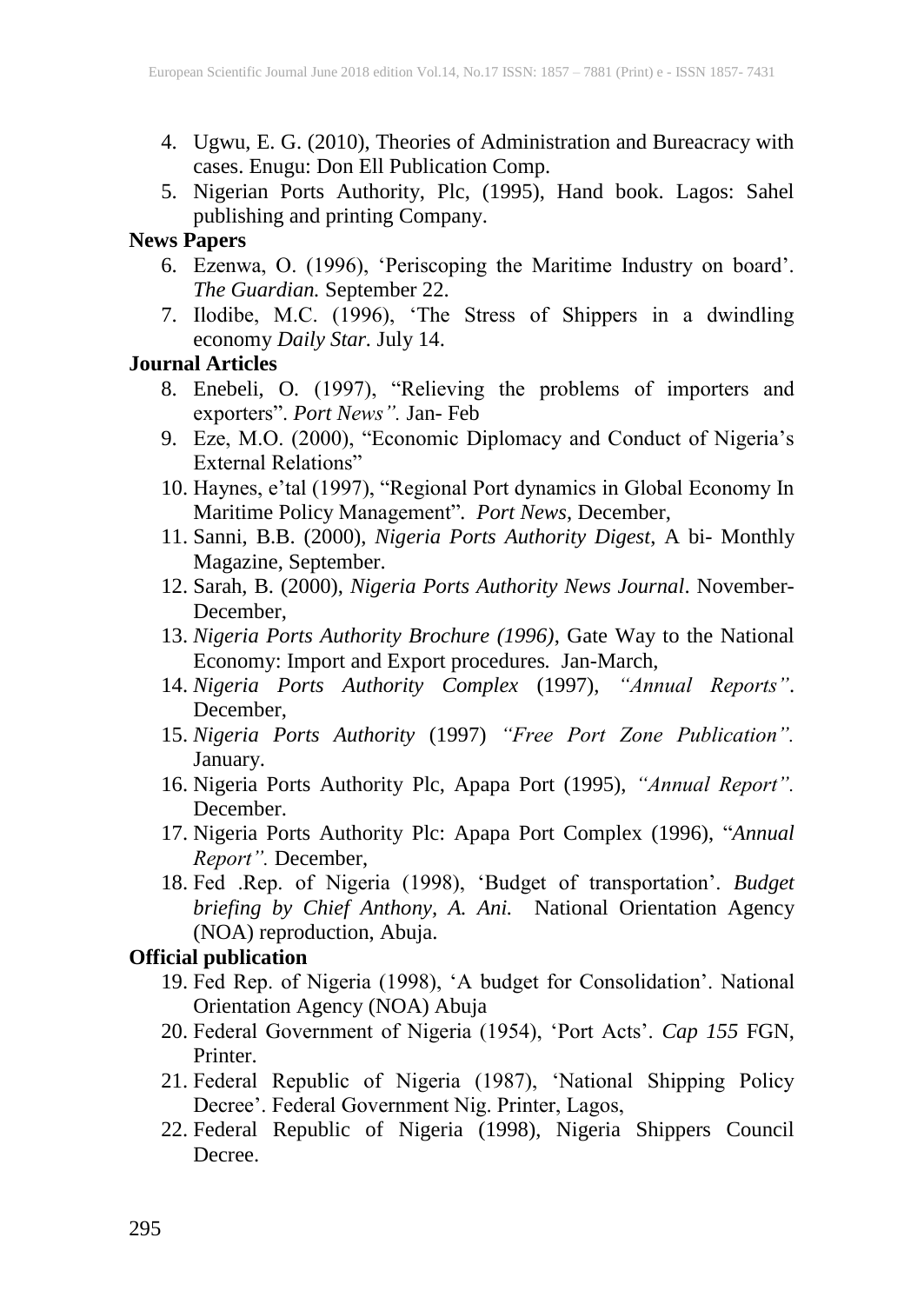4. Ugwu, E. G. (2010), Theories of Administration and Bureacracy with cases. Enugu: Don Ell Publication Comp.
5. Nigerian Ports Authority, Plc, (1995), Hand book. Lagos: Sahel publishing and printing Company.

**News Papers**

6. Ezenwa, O. (1996), 'Periscoping the Maritime Industry on board'. *The Guardian.* September 22.
7. Ilodibe, M.C. (1996), 'The Stress of Shippers in a dwindling economy *Daily Star.* July 14.

**Journal Articles**

8. Enebeli, O. (1997), "Relieving the problems of importers and exporters". *Port News".* Jan- Feb
9. Eze, M.O. (2000), "Economic Diplomacy and Conduct of Nigeria's External Relations"
10. Haynes, e'tal (1997), "Regional Port dynamics in Global Economy In Maritime Policy Management". *Port News*, December,
11. Sanni, B.B. (2000), *Nigeria Ports Authority Digest*, A bi- Monthly Magazine, September.
12. Sarah, B. (2000), *Nigeria Ports Authority News Journal*. November-December,
13. *Nigeria Ports Authority Brochure (1996)*, Gate Way to the National Economy: Import and Export procedures. Jan-March,
14. *Nigeria Ports Authority Complex* (1997), *"Annual Reports"*. December,
15. *Nigeria Ports Authority* (1997) *"Free Port Zone Publication".* January.
16. Nigeria Ports Authority Plc, Apapa Port (1995), *"Annual Report".* December.
17. Nigeria Ports Authority Plc: Apapa Port Complex (1996), "*Annual Report".* December,
18. Fed .Rep. of Nigeria (1998), 'Budget of transportation'. *Budget briefing by Chief Anthony, A. Ani.* National Orientation Agency (NOA) reproduction, Abuja.

**Official publication**

19. Fed Rep. of Nigeria (1998), 'A budget for Consolidation'. National Orientation Agency (NOA) Abuja
20. Federal Government of Nigeria (1954), 'Port Acts'. *Cap 155* FGN, Printer.
21. Federal Republic of Nigeria (1987), 'National Shipping Policy Decree'. Federal Government Nig. Printer, Lagos,
22. Federal Republic of Nigeria (1998), Nigeria Shippers Council Decree.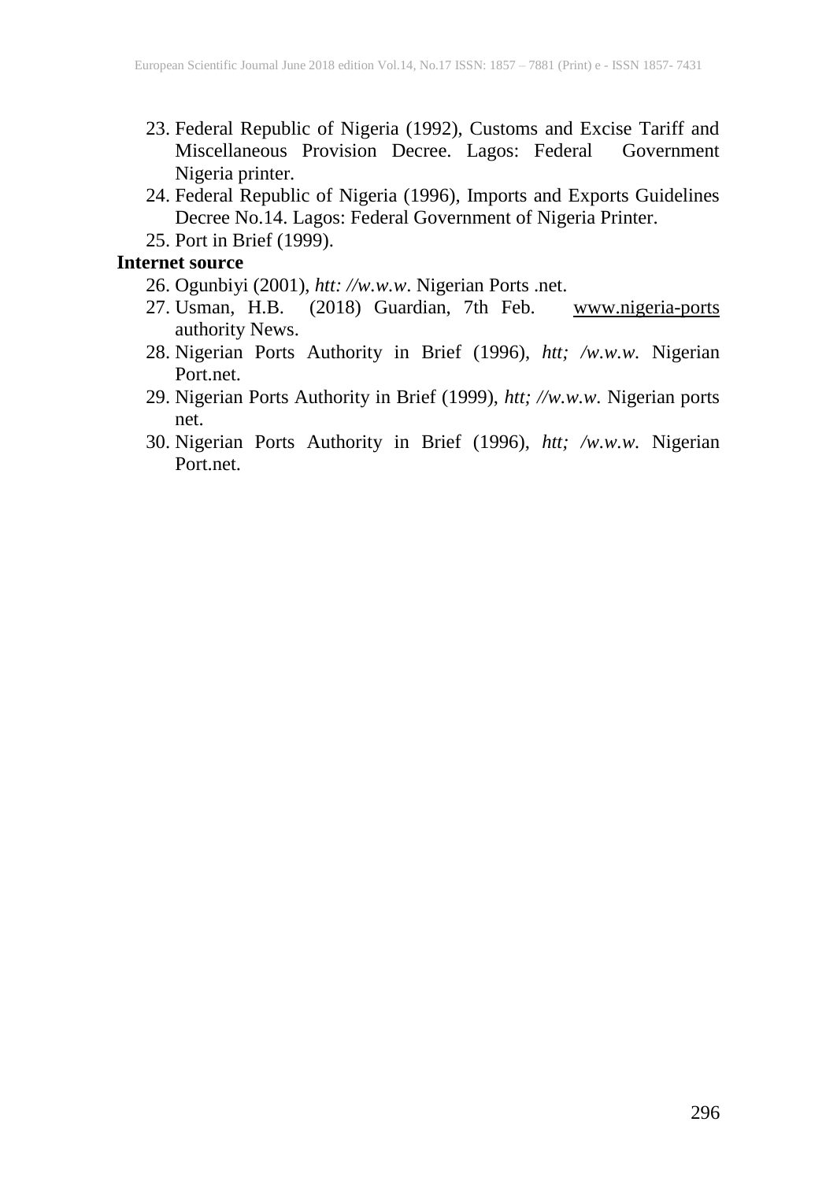23. Federal Republic of Nigeria (1992), Customs and Excise Tariff and Miscellaneous Provision Decree. Lagos: Federal Government Nigeria printer.
24. Federal Republic of Nigeria (1996), Imports and Exports Guidelines Decree No.14. Lagos: Federal Government of Nigeria Printer.
25. Port in Brief (1999).

**Internet source**

26. Ogunbiyi (2001), *htt: //w.w.w*. Nigerian Ports .net.
27. Usman, H.B. (2018) Guardian, 7th Feb. www.nigeria-ports authority News.
28. Nigerian Ports Authority in Brief (1996), *htt; /w.w.w*. Nigerian Port.net.
29. Nigerian Ports Authority in Brief (1999), *htt; //w.w.w*. Nigerian ports net.
30. Nigerian Ports Authority in Brief (1996), *htt; /w.w.w*. Nigerian Port.net.